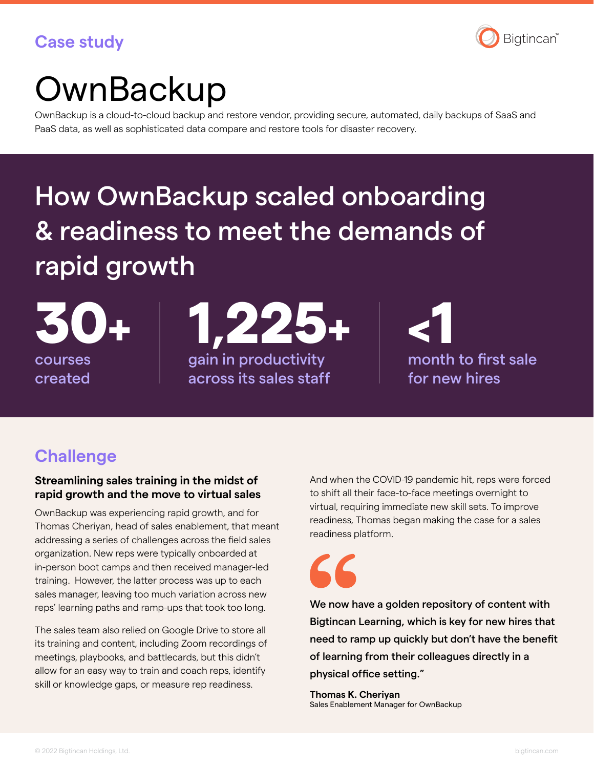Case study

Bigtincan

# OwnBackup

OwnBackup is a cloud-to-cloud backup and restore vendor, providing secure, automated, daily backups of SaaS and PaaS data, as well as sophisticated data compare and restore tools for disaster recovery.

## How OwnBackup scaled onboarding & readiness to meet the demands of rapid growth

**30+**
courses created

**1,225+**
gain in productivity across its sales staff

**<1**
month to first sale for new hires

## Challenge

### Streamlining sales training in the midst of rapid growth and the move to virtual sales

OwnBackup was experiencing rapid growth, and for Thomas Cheriyan, head of sales enablement, that meant addressing a series of challenges across the field sales organization. New reps were typically onboarded at in-person boot camps and then received manager-led training. However, the latter process was up to each sales manager, leaving too much variation across new reps' learning paths and ramp-ups that took too long.

The sales team also relied on Google Drive to store all its training and content, including Zoom recordings of meetings, playbooks, and battlecards, but this didn't allow for an easy way to train and coach reps, identify skill or knowledge gaps, or measure rep readiness.

And when the COVID-19 pandemic hit, reps were forced to shift all their face-to-face meetings overnight to virtual, requiring immediate new skill sets. To improve readiness, Thomas began making the case for a sales readiness platform.

> **We now have a golden repository of content with Bigtincan Learning, which is key for new hires that need to ramp up quickly but don't have the benefit of learning from their colleagues directly in a physical office setting."**
>
> **Thomas K. Cheriyan**
> Sales Enablement Manager for OwnBackup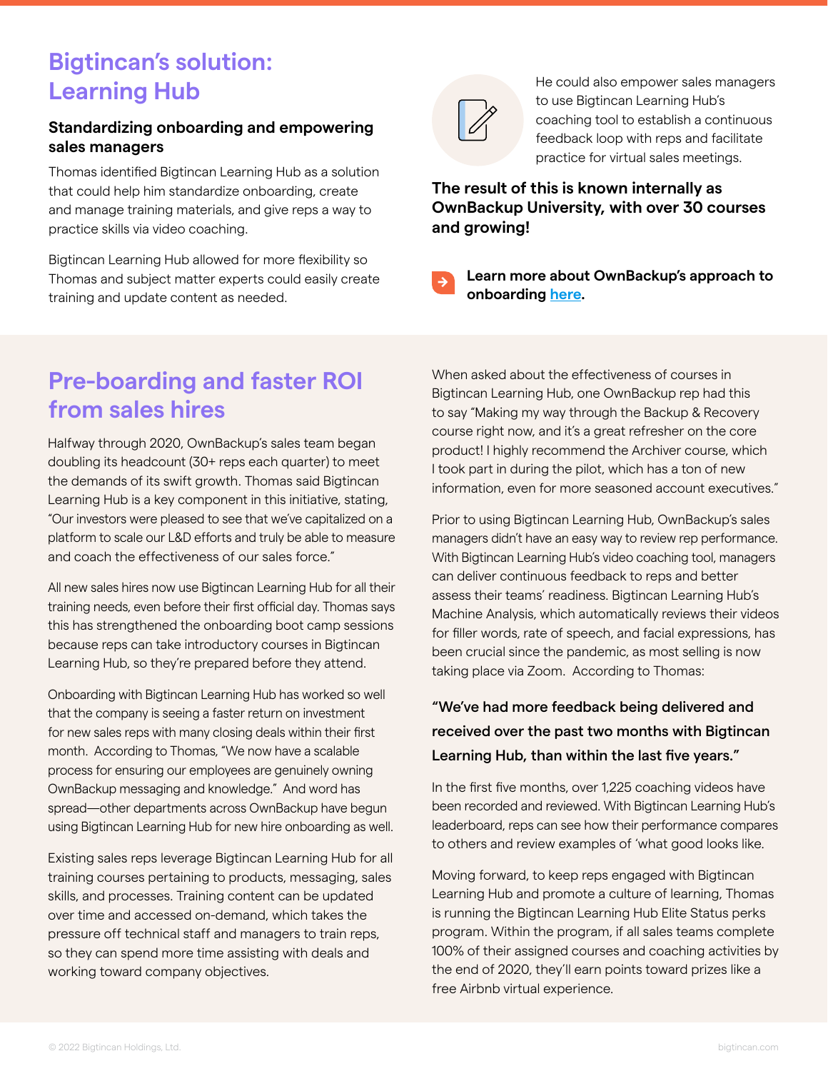## Bigtincan's solution: Learning Hub

### Standardizing onboarding and empowering sales managers

Thomas identified Bigtincan Learning Hub as a solution that could help him standardize onboarding, create and manage training materials, and give reps a way to practice skills via video coaching.

Bigtincan Learning Hub allowed for more flexibility so Thomas and subject matter experts could easily create training and update content as needed.

He could also empower sales managers to use Bigtincan Learning Hub's coaching tool to establish a continuous feedback loop with reps and facilitate practice for virtual sales meetings.

**The result of this is known internally as OwnBackup University, with over 30 courses and growing!**

**Learn more about OwnBackup's approach to onboarding here.**

## Pre-boarding and faster ROI from sales hires

Halfway through 2020, OwnBackup's sales team began doubling its headcount (30+ reps each quarter) to meet the demands of its swift growth. Thomas said Bigtincan Learning Hub is a key component in this initiative, stating, "Our investors were pleased to see that we've capitalized on a platform to scale our L&D efforts and truly be able to measure and coach the effectiveness of our sales force."

All new sales hires now use Bigtincan Learning Hub for all their training needs, even before their first official day. Thomas says this has strengthened the onboarding boot camp sessions because reps can take introductory courses in Bigtincan Learning Hub, so they're prepared before they attend.

Onboarding with Bigtincan Learning Hub has worked so well that the company is seeing a faster return on investment for new sales reps with many closing deals within their first month. According to Thomas, "We now have a scalable process for ensuring our employees are genuinely owning OwnBackup messaging and knowledge." And word has spread—other departments across OwnBackup have begun using Bigtincan Learning Hub for new hire onboarding as well.

Existing sales reps leverage Bigtincan Learning Hub for all training courses pertaining to products, messaging, sales skills, and processes. Training content can be updated over time and accessed on-demand, which takes the pressure off technical staff and managers to train reps, so they can spend more time assisting with deals and working toward company objectives.

When asked about the effectiveness of courses in Bigtincan Learning Hub, one OwnBackup rep had this to say "Making my way through the Backup & Recovery course right now, and it's a great refresher on the core product! I highly recommend the Archiver course, which I took part in during the pilot, which has a ton of new information, even for more seasoned account executives."

Prior to using Bigtincan Learning Hub, OwnBackup's sales managers didn't have an easy way to review rep performance. With Bigtincan Learning Hub's video coaching tool, managers can deliver continuous feedback to reps and better assess their teams' readiness. Bigtincan Learning Hub's Machine Analysis, which automatically reviews their videos for filler words, rate of speech, and facial expressions, has been crucial since the pandemic, as most selling is now taking place via Zoom. According to Thomas:

**"We've had more feedback being delivered and received over the past two months with Bigtincan Learning Hub, than within the last five years."**

In the first five months, over 1,225 coaching videos have been recorded and reviewed. With Bigtincan Learning Hub's leaderboard, reps can see how their performance compares to others and review examples of 'what good looks like.

Moving forward, to keep reps engaged with Bigtincan Learning Hub and promote a culture of learning, Thomas is running the Bigtincan Learning Hub Elite Status perks program. Within the program, if all sales teams complete 100% of their assigned courses and coaching activities by the end of 2020, they'll earn points toward prizes like a free Airbnb virtual experience.